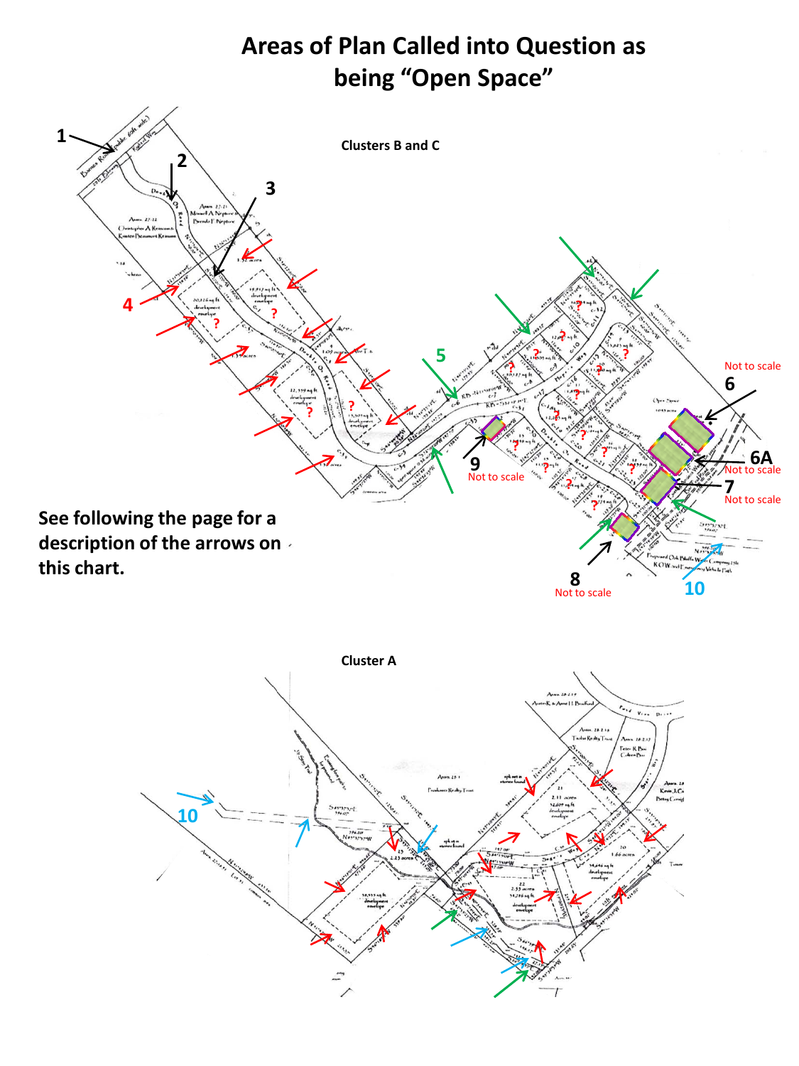# Areas of Plan Called into Question as being "Open Space"

Clusters B and C

1

2

3

4

5

6

6A

7

8

9

10

Not to scale

See following the page for a description of the arrows on this chart.

Cluster A

10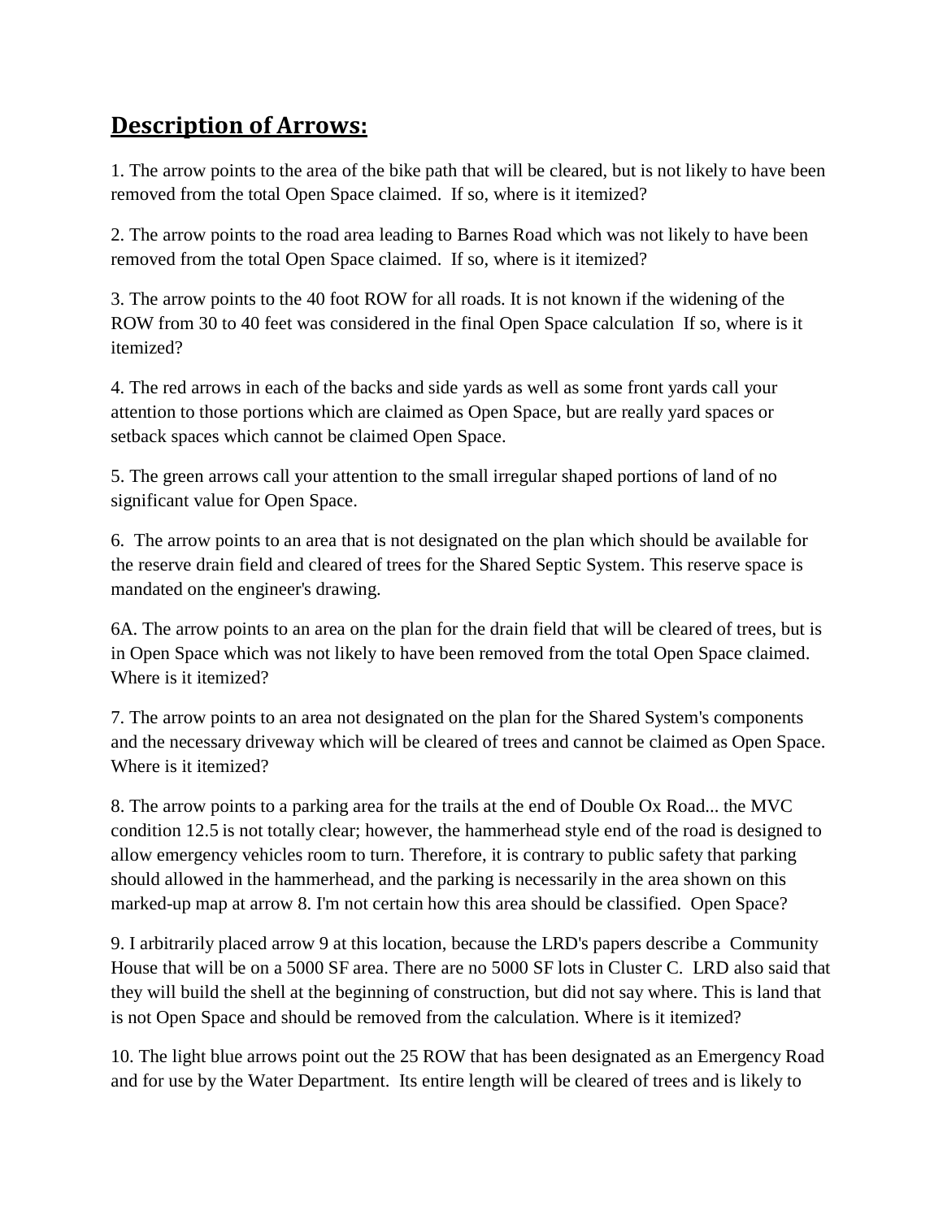## **Description of Arrows:**

1. The arrow points to the area of the bike path that will be cleared, but is not likely to have been removed from the total Open Space claimed. If so, where is it itemized?

2. The arrow points to the road area leading to Barnes Road which was not likely to have been removed from the total Open Space claimed. If so, where is it itemized?

3. The arrow points to the 40 foot ROW for all roads. It is not known if the widening of the ROW from 30 to 40 feet was considered in the final Open Space calculation If so, where is it itemized?

4. The red arrows in each of the backs and side yards as well as some front yards call your attention to those portions which are claimed as Open Space, but are really yard spaces or setback spaces which cannot be claimed Open Space.

5. The green arrows call your attention to the small irregular shaped portions of land of no significant value for Open Space.

6. The arrow points to an area that is not designated on the plan which should be available for the reserve drain field and cleared of trees for the Shared Septic System. This reserve space is mandated on the engineer's drawing.

6A. The arrow points to an area on the plan for the drain field that will be cleared of trees, but is in Open Space which was not likely to have been removed from the total Open Space claimed. Where is it itemized?

7. The arrow points to an area not designated on the plan for the Shared System's components and the necessary driveway which will be cleared of trees and cannot be claimed as Open Space. Where is it itemized?

8. The arrow points to a parking area for the trails at the end of Double Ox Road... the MVC condition 12.5 is not totally clear; however, the hammerhead style end of the road is designed to allow emergency vehicles room to turn. Therefore, it is contrary to public safety that parking should allowed in the hammerhead, and the parking is necessarily in the area shown on this marked-up map at arrow 8. I'm not certain how this area should be classified. Open Space?

9. I arbitrarily placed arrow 9 at this location, because the LRD's papers describe a Community House that will be on a 5000 SF area. There are no 5000 SF lots in Cluster C. LRD also said that they will build the shell at the beginning of construction, but did not say where. This is land that is not Open Space and should be removed from the calculation. Where is it itemized?

10. The light blue arrows point out the 25 ROW that has been designated as an Emergency Road and for use by the Water Department. Its entire length will be cleared of trees and is likely to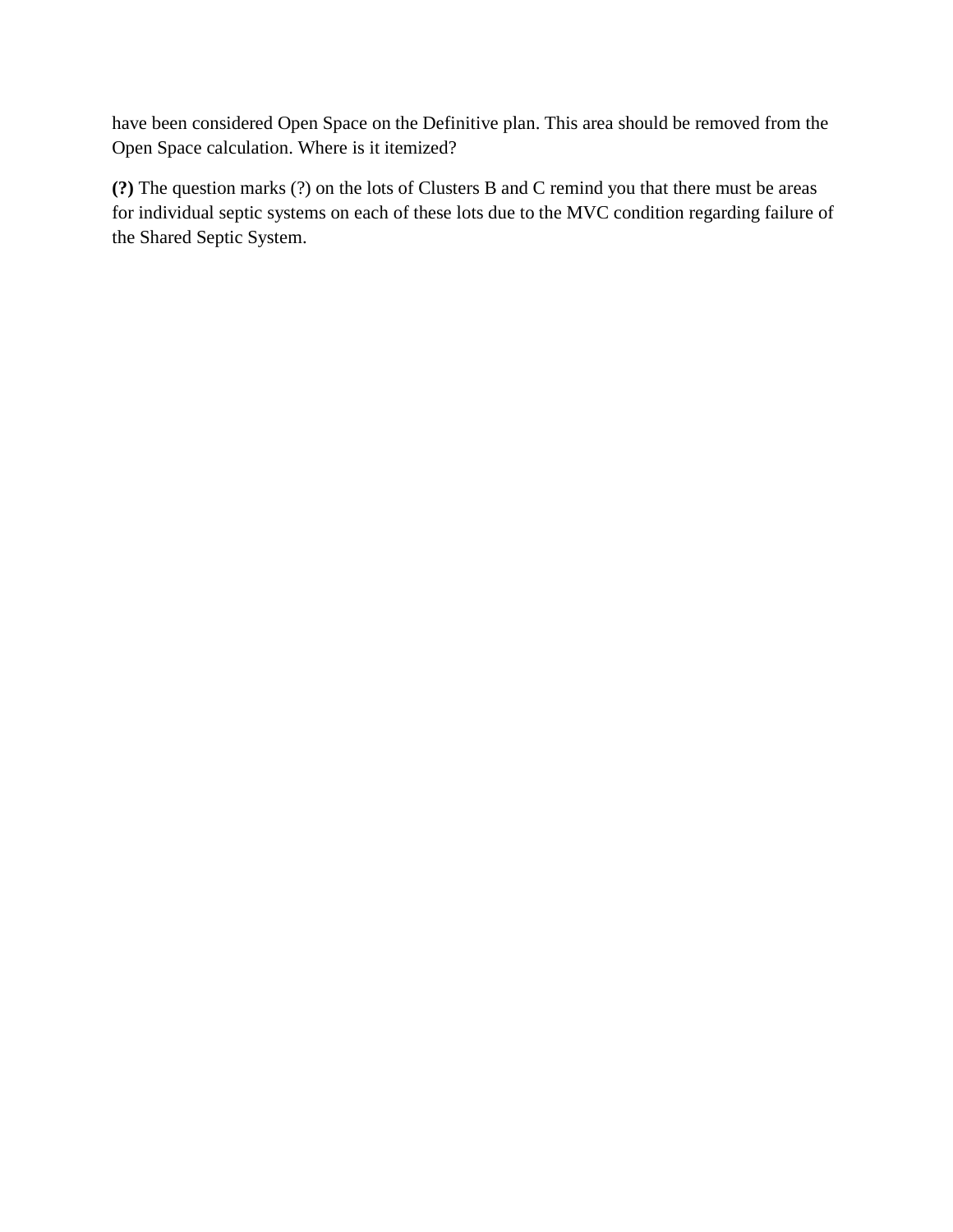have been considered Open Space on the Definitive plan. This area should be removed from the Open Space calculation. Where is it itemized?

**(?)** The question marks (?) on the lots of Clusters B and C remind you that there must be areas for individual septic systems on each of these lots due to the MVC condition regarding failure of the Shared Septic System.